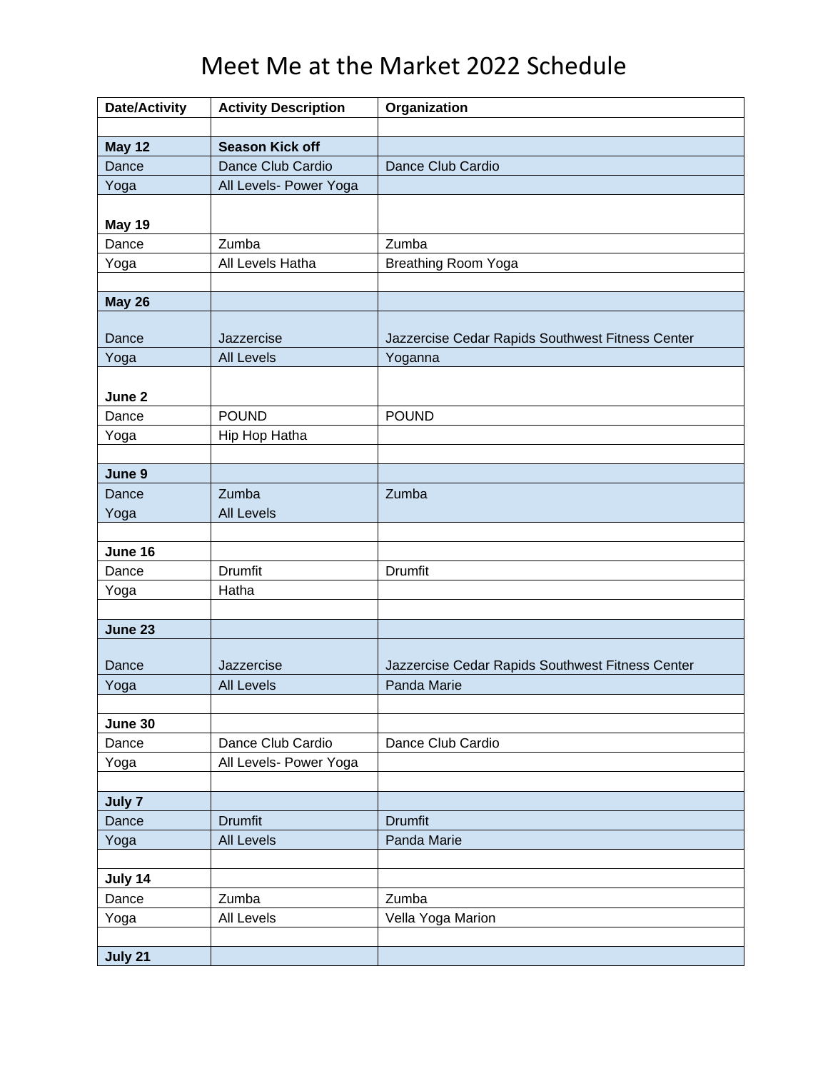# Meet Me at the Market 2022 Schedule

| Date/Activity | Activity Description | Organization |
|---|---|---|
| | | |
| **May 12** | **Season Kick off** | |
| Dance | Dance Club Cardio | Dance Club Cardio |
| Yoga | All Levels- Power Yoga | |
| **May 19** | | |
| Dance | Zumba | Zumba |
| Yoga | All Levels Hatha | Breathing Room Yoga |
| | | |
| **May 26** | | |
| Dance | Jazzercise | Jazzercise Cedar Rapids Southwest Fitness Center |
| Yoga | All Levels | Yoganna |
| **June 2** | | |
| Dance | POUND | POUND |
| Yoga | Hip Hop Hatha | |
| | | |
| **June 9** | | |
| Dance<br>Yoga | Zumba<br>All Levels | Zumba |
| | | |
| **June 16** | | |
| Dance | Drumfit | Drumfit |
| Yoga | Hatha | |
| | | |
| **June 23** | | |
| Dance | Jazzercise | Jazzercise Cedar Rapids Southwest Fitness Center |
| Yoga | All Levels | Panda Marie |
| | | |
| **June 30** | | |
| Dance | Dance Club Cardio | Dance Club Cardio |
| Yoga | All Levels- Power Yoga | |
| | | |
| **July 7** | | |
| Dance | Drumfit | Drumfit |
| Yoga | All Levels | Panda Marie |
| | | |
| **July 14** | | |
| Dance | Zumba | Zumba |
| Yoga | All Levels | Vella Yoga Marion |
| | | |
| **July 21** | | |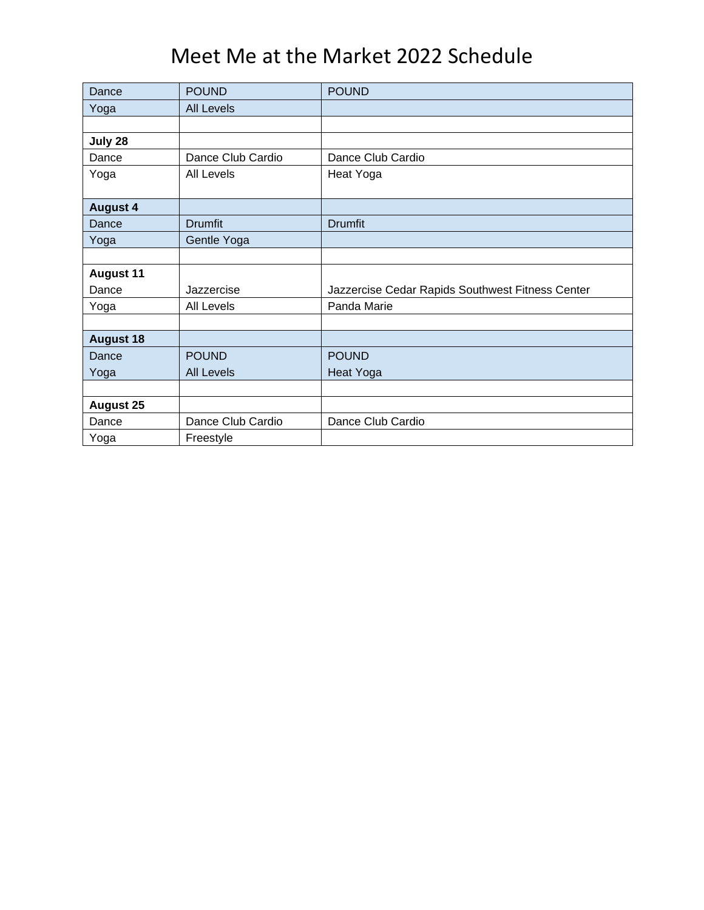# Meet Me at the Market 2022 Schedule

| | | |
|---|---|---|
| Dance | POUND | POUND |
| Yoga | All Levels | |
| | | |
| **July 28** | | |
| Dance | Dance Club Cardio | Dance Club Cardio |
| Yoga | All Levels | Heat Yoga |
| **August 4** | | |
| Dance | Drumfit | Drumfit |
| Yoga | Gentle Yoga | |
| | | |
| **August 11** | | |
| Dance | Jazzercise | Jazzercise Cedar Rapids Southwest Fitness Center |
| Yoga | All Levels | Panda Marie |
| | | |
| **August 18** | | |
| Dance | POUND | POUND |
| Yoga | All Levels | Heat Yoga |
| | | |
| **August 25** | | |
| Dance | Dance Club Cardio | Dance Club Cardio |
| Yoga | Freestyle | |